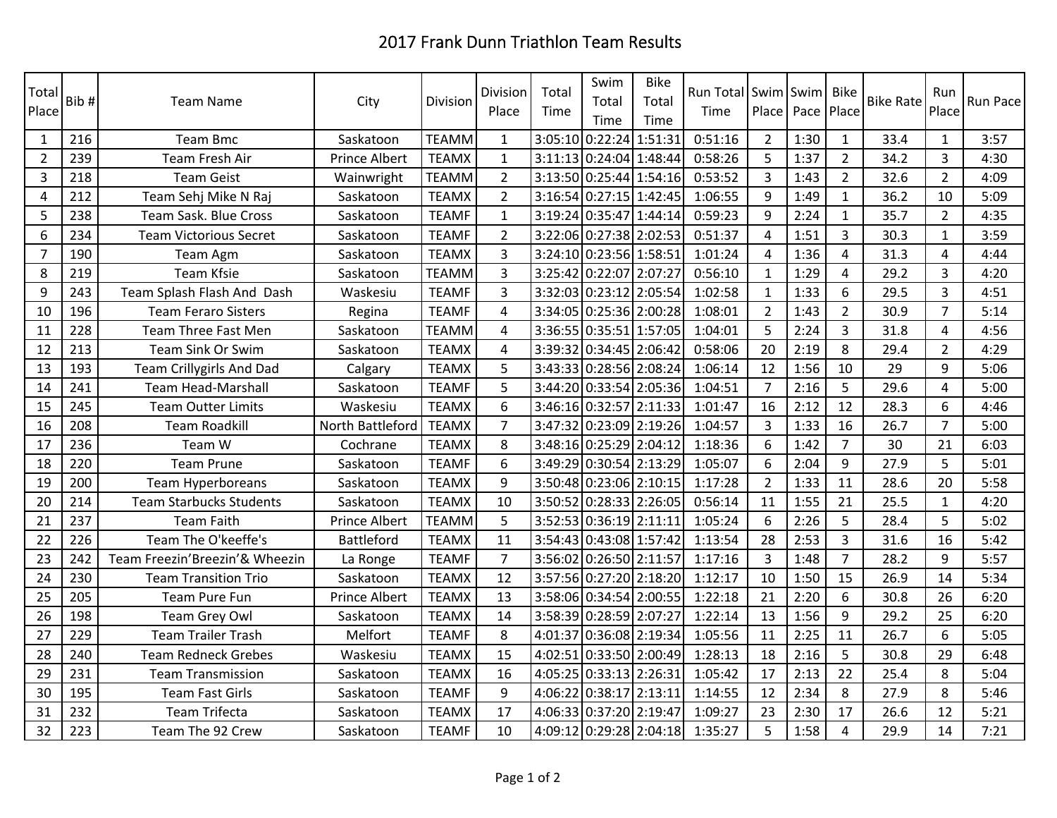# 2017 Frank Dunn Triathlon Team Results

| Total Place | Bib # | Team Name | City | Division | Division Place | Total Time | Swim Total Time | Bike Total Time | Run Total Time | Swim Place | Swim Pace | Bike Place | Bike Rate | Run Place | Run Pace |
|---|---|---|---|---|---|---|---|---|---|---|---|---|---|---|---|
| 1 | 216 | Team Bmc | Saskatoon | TEAMM | 1 | 3:05:10 | 0:22:24 | 1:51:31 | 0:51:16 | 2 | 1:30 | 1 | 33.4 | 1 | 3:57 |
| 2 | 239 | Team Fresh Air | Prince Albert | TEAMX | 1 | 3:11:13 | 0:24:04 | 1:48:44 | 0:58:26 | 5 | 1:37 | 2 | 34.2 | 3 | 4:30 |
| 3 | 218 | Team Geist | Wainwright | TEAMM | 2 | 3:13:50 | 0:25:44 | 1:54:16 | 0:53:52 | 3 | 1:43 | 2 | 32.6 | 2 | 4:09 |
| 4 | 212 | Team Sehj Mike N Raj | Saskatoon | TEAMX | 2 | 3:16:54 | 0:27:15 | 1:42:45 | 1:06:55 | 9 | 1:49 | 1 | 36.2 | 10 | 5:09 |
| 5 | 238 | Team Sask. Blue Cross | Saskatoon | TEAMF | 1 | 3:19:24 | 0:35:47 | 1:44:14 | 0:59:23 | 9 | 2:24 | 1 | 35.7 | 2 | 4:35 |
| 6 | 234 | Team Victorious Secret | Saskatoon | TEAMF | 2 | 3:22:06 | 0:27:38 | 2:02:53 | 0:51:37 | 4 | 1:51 | 3 | 30.3 | 1 | 3:59 |
| 7 | 190 | Team Agm | Saskatoon | TEAMX | 3 | 3:24:10 | 0:23:56 | 1:58:51 | 1:01:24 | 4 | 1:36 | 4 | 31.3 | 4 | 4:44 |
| 8 | 219 | Team Kfsie | Saskatoon | TEAMM | 3 | 3:25:42 | 0:22:07 | 2:07:27 | 0:56:10 | 1 | 1:29 | 4 | 29.2 | 3 | 4:20 |
| 9 | 243 | Team Splash Flash And Dash | Waskesiu | TEAMF | 3 | 3:32:03 | 0:23:12 | 2:05:54 | 1:02:58 | 1 | 1:33 | 6 | 29.5 | 3 | 4:51 |
| 10 | 196 | Team Feraro Sisters | Regina | TEAMF | 4 | 3:34:05 | 0:25:36 | 2:00:28 | 1:08:01 | 2 | 1:43 | 2 | 30.9 | 7 | 5:14 |
| 11 | 228 | Team Three Fast Men | Saskatoon | TEAMM | 4 | 3:36:55 | 0:35:51 | 1:57:05 | 1:04:01 | 5 | 2:24 | 3 | 31.8 | 4 | 4:56 |
| 12 | 213 | Team Sink Or Swim | Saskatoon | TEAMX | 4 | 3:39:32 | 0:34:45 | 2:06:42 | 0:58:06 | 20 | 2:19 | 8 | 29.4 | 2 | 4:29 |
| 13 | 193 | Team Crillygirls And Dad | Calgary | TEAMX | 5 | 3:43:33 | 0:28:56 | 2:08:24 | 1:06:14 | 12 | 1:56 | 10 | 29 | 9 | 5:06 |
| 14 | 241 | Team Head-Marshall | Saskatoon | TEAMF | 5 | 3:44:20 | 0:33:54 | 2:05:36 | 1:04:51 | 7 | 2:16 | 5 | 29.6 | 4 | 5:00 |
| 15 | 245 | Team Outter Limits | Waskesiu | TEAMX | 6 | 3:46:16 | 0:32:57 | 2:11:33 | 1:01:47 | 16 | 2:12 | 12 | 28.3 | 6 | 4:46 |
| 16 | 208 | Team Roadkill | North Battleford | TEAMX | 7 | 3:47:32 | 0:23:09 | 2:19:26 | 1:04:57 | 3 | 1:33 | 16 | 26.7 | 7 | 5:00 |
| 17 | 236 | Team W | Cochrane | TEAMX | 8 | 3:48:16 | 0:25:29 | 2:04:12 | 1:18:36 | 6 | 1:42 | 7 | 30 | 21 | 6:03 |
| 18 | 220 | Team Prune | Saskatoon | TEAMF | 6 | 3:49:29 | 0:30:54 | 2:13:29 | 1:05:07 | 6 | 2:04 | 9 | 27.9 | 5 | 5:01 |
| 19 | 200 | Team Hyperboreans | Saskatoon | TEAMX | 9 | 3:50:48 | 0:23:06 | 2:10:15 | 1:17:28 | 2 | 1:33 | 11 | 28.6 | 20 | 5:58 |
| 20 | 214 | Team Starbucks Students | Saskatoon | TEAMX | 10 | 3:50:52 | 0:28:33 | 2:26:05 | 0:56:14 | 11 | 1:55 | 21 | 25.5 | 1 | 4:20 |
| 21 | 237 | Team Faith | Prince Albert | TEAMM | 5 | 3:52:53 | 0:36:19 | 2:11:11 | 1:05:24 | 6 | 2:26 | 5 | 28.4 | 5 | 5:02 |
| 22 | 226 | Team The O'keeffe's | Battleford | TEAMX | 11 | 3:54:43 | 0:43:08 | 1:57:42 | 1:13:54 | 28 | 2:53 | 3 | 31.6 | 16 | 5:42 |
| 23 | 242 | Team Freezin'Breezin'& Wheezin | La Ronge | TEAMF | 7 | 3:56:02 | 0:26:50 | 2:11:57 | 1:17:16 | 3 | 1:48 | 7 | 28.2 | 9 | 5:57 |
| 24 | 230 | Team Transition Trio | Saskatoon | TEAMX | 12 | 3:57:56 | 0:27:20 | 2:18:20 | 1:12:17 | 10 | 1:50 | 15 | 26.9 | 14 | 5:34 |
| 25 | 205 | Team Pure Fun | Prince Albert | TEAMX | 13 | 3:58:06 | 0:34:54 | 2:00:55 | 1:22:18 | 21 | 2:20 | 6 | 30.8 | 26 | 6:20 |
| 26 | 198 | Team Grey Owl | Saskatoon | TEAMX | 14 | 3:58:39 | 0:28:59 | 2:07:27 | 1:22:14 | 13 | 1:56 | 9 | 29.2 | 25 | 6:20 |
| 27 | 229 | Team Trailer Trash | Melfort | TEAMF | 8 | 4:01:37 | 0:36:08 | 2:19:34 | 1:05:56 | 11 | 2:25 | 11 | 26.7 | 6 | 5:05 |
| 28 | 240 | Team Redneck Grebes | Waskesiu | TEAMX | 15 | 4:02:51 | 0:33:50 | 2:00:49 | 1:28:13 | 18 | 2:16 | 5 | 30.8 | 29 | 6:48 |
| 29 | 231 | Team Transmission | Saskatoon | TEAMX | 16 | 4:05:25 | 0:33:13 | 2:26:31 | 1:05:42 | 17 | 2:13 | 22 | 25.4 | 8 | 5:04 |
| 30 | 195 | Team Fast Girls | Saskatoon | TEAMF | 9 | 4:06:22 | 0:38:17 | 2:13:11 | 1:14:55 | 12 | 2:34 | 8 | 27.9 | 8 | 5:46 |
| 31 | 232 | Team Trifecta | Saskatoon | TEAMX | 17 | 4:06:33 | 0:37:20 | 2:19:47 | 1:09:27 | 23 | 2:30 | 17 | 26.6 | 12 | 5:21 |
| 32 | 223 | Team The 92 Crew | Saskatoon | TEAMF | 10 | 4:09:12 | 0:29:28 | 2:04:18 | 1:35:27 | 5 | 1:58 | 4 | 29.9 | 14 | 7:21 |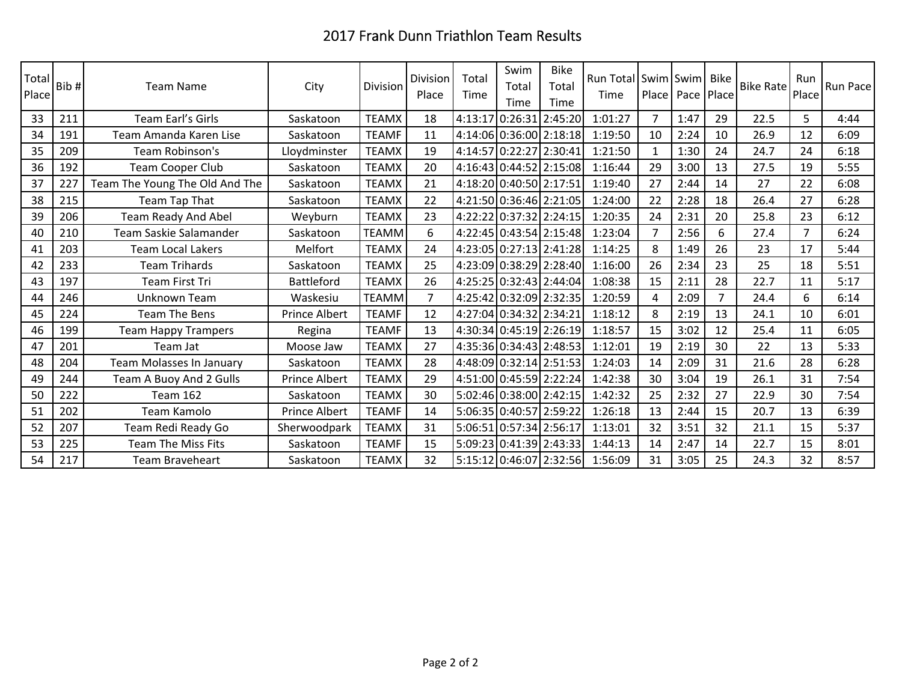# 2017 Frank Dunn Triathlon Team Results

| Total Place | Bib # | Team Name | City | Division | Division Place | Total Time | Swim Total Time | Bike Total Time | Run Total Time | Swim Place | Swim Pace | Bike Place | Bike Rate | Run Place | Run Pace |
|---|---|---|---|---|---|---|---|---|---|---|---|---|---|---|---|
| 33 | 211 | Team Earl's Girls | Saskatoon | TEAMX | 18 | 4:13:17 | 0:26:31 | 2:45:20 | 1:01:27 | 7 | 1:47 | 29 | 22.5 | 5 | 4:44 |
| 34 | 191 | Team Amanda Karen Lise | Saskatoon | TEAMF | 11 | 4:14:06 | 0:36:00 | 2:18:18 | 1:19:50 | 10 | 2:24 | 10 | 26.9 | 12 | 6:09 |
| 35 | 209 | Team Robinson's | Lloydminster | TEAMX | 19 | 4:14:57 | 0:22:27 | 2:30:41 | 1:21:50 | 1 | 1:30 | 24 | 24.7 | 24 | 6:18 |
| 36 | 192 | Team Cooper Club | Saskatoon | TEAMX | 20 | 4:16:43 | 0:44:52 | 2:15:08 | 1:16:44 | 29 | 3:00 | 13 | 27.5 | 19 | 5:55 |
| 37 | 227 | Team The Young The Old And The | Saskatoon | TEAMX | 21 | 4:18:20 | 0:40:50 | 2:17:51 | 1:19:40 | 27 | 2:44 | 14 | 27 | 22 | 6:08 |
| 38 | 215 | Team Tap That | Saskatoon | TEAMX | 22 | 4:21:50 | 0:36:46 | 2:21:05 | 1:24:00 | 22 | 2:28 | 18 | 26.4 | 27 | 6:28 |
| 39 | 206 | Team Ready And Abel | Weyburn | TEAMX | 23 | 4:22:22 | 0:37:32 | 2:24:15 | 1:20:35 | 24 | 2:31 | 20 | 25.8 | 23 | 6:12 |
| 40 | 210 | Team Saskie Salamander | Saskatoon | TEAMM | 6 | 4:22:45 | 0:43:54 | 2:15:48 | 1:23:04 | 7 | 2:56 | 6 | 27.4 | 7 | 6:24 |
| 41 | 203 | Team Local Lakers | Melfort | TEAMX | 24 | 4:23:05 | 0:27:13 | 2:41:28 | 1:14:25 | 8 | 1:49 | 26 | 23 | 17 | 5:44 |
| 42 | 233 | Team Trihards | Saskatoon | TEAMX | 25 | 4:23:09 | 0:38:29 | 2:28:40 | 1:16:00 | 26 | 2:34 | 23 | 25 | 18 | 5:51 |
| 43 | 197 | Team First Tri | Battleford | TEAMX | 26 | 4:25:25 | 0:32:43 | 2:44:04 | 1:08:38 | 15 | 2:11 | 28 | 22.7 | 11 | 5:17 |
| 44 | 246 | Unknown Team | Waskesiu | TEAMM | 7 | 4:25:42 | 0:32:09 | 2:32:35 | 1:20:59 | 4 | 2:09 | 7 | 24.4 | 6 | 6:14 |
| 45 | 224 | Team The Bens | Prince Albert | TEAMF | 12 | 4:27:04 | 0:34:32 | 2:34:21 | 1:18:12 | 8 | 2:19 | 13 | 24.1 | 10 | 6:01 |
| 46 | 199 | Team Happy Trampers | Regina | TEAMF | 13 | 4:30:34 | 0:45:19 | 2:26:19 | 1:18:57 | 15 | 3:02 | 12 | 25.4 | 11 | 6:05 |
| 47 | 201 | Team Jat | Moose Jaw | TEAMX | 27 | 4:35:36 | 0:34:43 | 2:48:53 | 1:12:01 | 19 | 2:19 | 30 | 22 | 13 | 5:33 |
| 48 | 204 | Team Molasses In January | Saskatoon | TEAMX | 28 | 4:48:09 | 0:32:14 | 2:51:53 | 1:24:03 | 14 | 2:09 | 31 | 21.6 | 28 | 6:28 |
| 49 | 244 | Team A Buoy And 2 Gulls | Prince Albert | TEAMX | 29 | 4:51:00 | 0:45:59 | 2:22:24 | 1:42:38 | 30 | 3:04 | 19 | 26.1 | 31 | 7:54 |
| 50 | 222 | Team 162 | Saskatoon | TEAMX | 30 | 5:02:46 | 0:38:00 | 2:42:15 | 1:42:32 | 25 | 2:32 | 27 | 22.9 | 30 | 7:54 |
| 51 | 202 | Team Kamolo | Prince Albert | TEAMF | 14 | 5:06:35 | 0:40:57 | 2:59:22 | 1:26:18 | 13 | 2:44 | 15 | 20.7 | 13 | 6:39 |
| 52 | 207 | Team Redi Ready Go | Sherwoodpark | TEAMX | 31 | 5:06:51 | 0:57:34 | 2:56:17 | 1:13:01 | 32 | 3:51 | 32 | 21.1 | 15 | 5:37 |
| 53 | 225 | Team The Miss Fits | Saskatoon | TEAMF | 15 | 5:09:23 | 0:41:39 | 2:43:33 | 1:44:13 | 14 | 2:47 | 14 | 22.7 | 15 | 8:01 |
| 54 | 217 | Team Braveheart | Saskatoon | TEAMX | 32 | 5:15:12 | 0:46:07 | 2:32:56 | 1:56:09 | 31 | 3:05 | 25 | 24.3 | 32 | 8:57 |